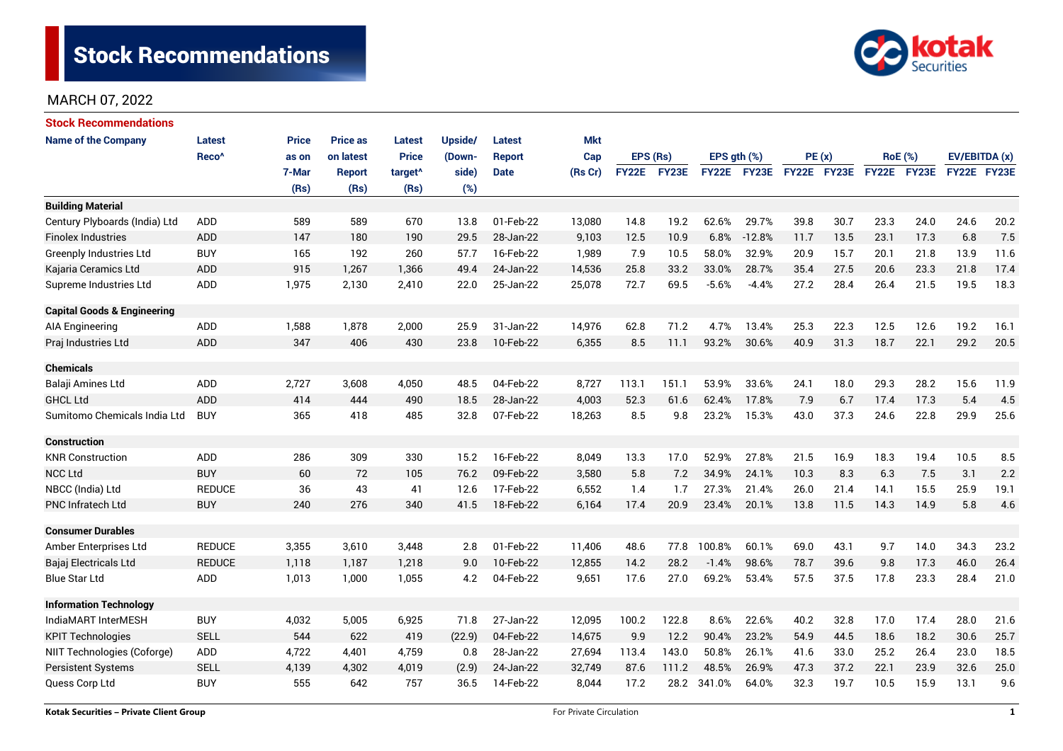# Stock Recommendations

MARCH 07, 2022

## Stock Recommendations

| Name of the Company | Latest Reco^ | Price as on 7-Mar (Rs) | Price as on latest Report (Rs) | Latest Price target^ (Rs) | Upside/ (Down-side) (%) | Latest Report Date | Mkt Cap (Rs Cr) | EPS (Rs) | | EPS gth (%) | | PE (x) | | RoE (%) | | EV/EBITDA (x) | |
|---|---|---|---|---|---|---|---|---|---|---|---|---|---|---|---|---|---|
| | | | | | | | | FY22E | FY23E | FY22E | FY23E | FY22E | FY23E | FY22E | FY23E | FY22E | FY23E |
| **Building Material** | | | | | | | | | | | | | | | | | |
| Century Plyboards (India) Ltd | ADD | 589 | 589 | 670 | 13.8 | 01-Feb-22 | 13,080 | 14.8 | 19.2 | 62.6% | 29.7% | 39.8 | 30.7 | 23.3 | 24.0 | 24.6 | 20.2 |
| Finolex Industries | ADD | 147 | 180 | 190 | 29.5 | 28-Jan-22 | 9,103 | 12.5 | 10.9 | 6.8% | -12.8% | 11.7 | 13.5 | 23.1 | 17.3 | 6.8 | 7.5 |
| Greenply Industries Ltd | BUY | 165 | 192 | 260 | 57.7 | 16-Feb-22 | 1,989 | 7.9 | 10.5 | 58.0% | 32.9% | 20.9 | 15.7 | 20.1 | 21.8 | 13.9 | 11.6 |
| Kajaria Ceramics Ltd | ADD | 915 | 1,267 | 1,366 | 49.4 | 24-Jan-22 | 14,536 | 25.8 | 33.2 | 33.0% | 28.7% | 35.4 | 27.5 | 20.6 | 23.3 | 21.8 | 17.4 |
| Supreme Industries Ltd | ADD | 1,975 | 2,130 | 2,410 | 22.0 | 25-Jan-22 | 25,078 | 72.7 | 69.5 | -5.6% | -4.4% | 27.2 | 28.4 | 26.4 | 21.5 | 19.5 | 18.3 |
| **Capital Goods & Engineering** | | | | | | | | | | | | | | | | | |
| AIA Engineering | ADD | 1,588 | 1,878 | 2,000 | 25.9 | 31-Jan-22 | 14,976 | 62.8 | 71.2 | 4.7% | 13.4% | 25.3 | 22.3 | 12.5 | 12.6 | 19.2 | 16.1 |
| Praj Industries Ltd | ADD | 347 | 406 | 430 | 23.8 | 10-Feb-22 | 6,355 | 8.5 | 11.1 | 93.2% | 30.6% | 40.9 | 31.3 | 18.7 | 22.1 | 29.2 | 20.5 |
| **Chemicals** | | | | | | | | | | | | | | | | | |
| Balaji Amines Ltd | ADD | 2,727 | 3,608 | 4,050 | 48.5 | 04-Feb-22 | 8,727 | 113.1 | 151.1 | 53.9% | 33.6% | 24.1 | 18.0 | 29.3 | 28.2 | 15.6 | 11.9 |
| GHCL Ltd | ADD | 414 | 444 | 490 | 18.5 | 28-Jan-22 | 4,003 | 52.3 | 61.6 | 62.4% | 17.8% | 7.9 | 6.7 | 17.4 | 17.3 | 5.4 | 4.5 |
| Sumitomo Chemicals India Ltd | BUY | 365 | 418 | 485 | 32.8 | 07-Feb-22 | 18,263 | 8.5 | 9.8 | 23.2% | 15.3% | 43.0 | 37.3 | 24.6 | 22.8 | 29.9 | 25.6 |
| **Construction** | | | | | | | | | | | | | | | | | |
| KNR Construction | ADD | 286 | 309 | 330 | 15.2 | 16-Feb-22 | 8,049 | 13.3 | 17.0 | 52.9% | 27.8% | 21.5 | 16.9 | 18.3 | 19.4 | 10.5 | 8.5 |
| NCC Ltd | BUY | 60 | 72 | 105 | 76.2 | 09-Feb-22 | 3,580 | 5.8 | 7.2 | 34.9% | 24.1% | 10.3 | 8.3 | 6.3 | 7.5 | 3.1 | 2.2 |
| NBCC (India) Ltd | REDUCE | 36 | 43 | 41 | 12.6 | 17-Feb-22 | 6,552 | 1.4 | 1.7 | 27.3% | 21.4% | 26.0 | 21.4 | 14.1 | 15.5 | 25.9 | 19.1 |
| PNC Infratech Ltd | BUY | 240 | 276 | 340 | 41.5 | 18-Feb-22 | 6,164 | 17.4 | 20.9 | 23.4% | 20.1% | 13.8 | 11.5 | 14.3 | 14.9 | 5.8 | 4.6 |
| **Consumer Durables** | | | | | | | | | | | | | | | | | |
| Amber Enterprises Ltd | REDUCE | 3,355 | 3,610 | 3,448 | 2.8 | 01-Feb-22 | 11,406 | 48.6 | 77.8 | 100.8% | 60.1% | 69.0 | 43.1 | 9.7 | 14.0 | 34.3 | 23.2 |
| Bajaj Electricals Ltd | REDUCE | 1,118 | 1,187 | 1,218 | 9.0 | 10-Feb-22 | 12,855 | 14.2 | 28.2 | -1.4% | 98.6% | 78.7 | 39.6 | 9.8 | 17.3 | 46.0 | 26.4 |
| Blue Star Ltd | ADD | 1,013 | 1,000 | 1,055 | 4.2 | 04-Feb-22 | 9,651 | 17.6 | 27.0 | 69.2% | 53.4% | 57.5 | 37.5 | 17.8 | 23.3 | 28.4 | 21.0 |
| **Information Technology** | | | | | | | | | | | | | | | | | |
| IndiaMART InterMESH | BUY | 4,032 | 5,005 | 6,925 | 71.8 | 27-Jan-22 | 12,095 | 100.2 | 122.8 | 8.6% | 22.6% | 40.2 | 32.8 | 17.0 | 17.4 | 28.0 | 21.6 |
| KPIT Technologies | SELL | 544 | 622 | 419 | (22.9) | 04-Feb-22 | 14,675 | 9.9 | 12.2 | 90.4% | 23.2% | 54.9 | 44.5 | 18.6 | 18.2 | 30.6 | 25.7 |
| NIIT Technologies (Coforge) | ADD | 4,722 | 4,401 | 4,759 | 0.8 | 28-Jan-22 | 27,694 | 113.4 | 143.0 | 50.8% | 26.1% | 41.6 | 33.0 | 25.2 | 26.4 | 23.0 | 18.5 |
| Persistent Systems | SELL | 4,139 | 4,302 | 4,019 | (2.9) | 24-Jan-22 | 32,749 | 87.6 | 111.2 | 48.5% | 26.9% | 47.3 | 37.2 | 22.1 | 23.9 | 32.6 | 25.0 |
| Quess Corp Ltd | BUY | 555 | 642 | 757 | 36.5 | 14-Feb-22 | 8,044 | 17.2 | 28.2 | 341.0% | 64.0% | 32.3 | 19.7 | 10.5 | 15.9 | 13.1 | 9.6 |

Kotak Securities – Private Client Group | For Private Circulation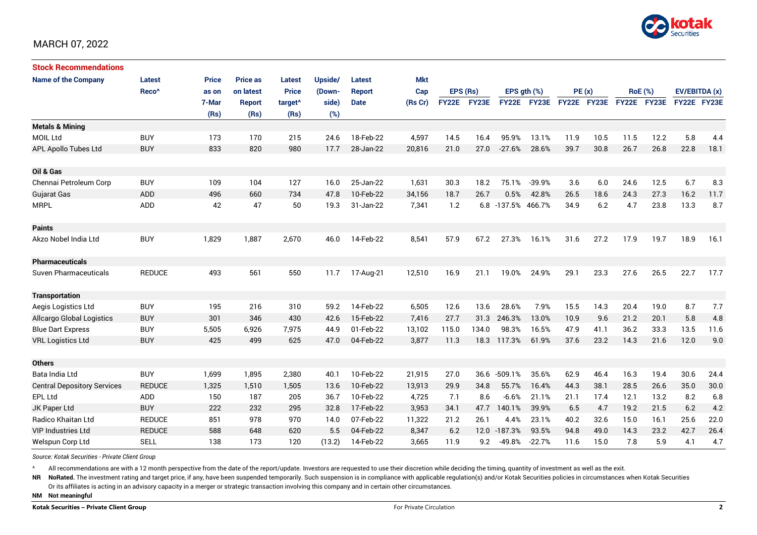MARCH 07, 2022

## Stock Recommendations

| Name of the Company | Latest Reco^ | Price as on 7-Mar (Rs) | Price as on latest Report (Rs) | Latest Price target^ (Rs) | Upside/ (Down-side) (%) | Latest Report Date | Mkt Cap (Rs Cr) | EPS (Rs) | | EPS gth (%) | | PE (x) | | RoE (%) | | EV/EBITDA (x) | |
|---|---|---|---|---|---|---|---|---|---|---|---|---|---|---|---|---|---|
| | | | | | | | | FY22E | FY23E | FY22E | FY23E | FY22E | FY23E | FY22E | FY23E | FY22E | FY23E |
| **Metals & Mining** | | | | | | | | | | | | | | | | | |
| MOIL Ltd | BUY | 173 | 170 | 215 | 24.6 | 18-Feb-22 | 4,597 | 14.5 | 16.4 | 95.9% | 13.1% | 11.9 | 10.5 | 11.5 | 12.2 | 5.8 | 4.4 |
| APL Apollo Tubes Ltd | BUY | 833 | 820 | 980 | 17.7 | 28-Jan-22 | 20,816 | 21.0 | 27.0 | -27.6% | 28.6% | 39.7 | 30.8 | 26.7 | 26.8 | 22.8 | 18.1 |
| **Oil & Gas** | | | | | | | | | | | | | | | | | |
| Chennai Petroleum Corp | BUY | 109 | 104 | 127 | 16.0 | 25-Jan-22 | 1,631 | 30.3 | 18.2 | 75.1% | -39.9% | 3.6 | 6.0 | 24.6 | 12.5 | 6.7 | 8.3 |
| Gujarat Gas | ADD | 496 | 660 | 734 | 47.8 | 10-Feb-22 | 34,156 | 18.7 | 26.7 | 0.5% | 42.8% | 26.5 | 18.6 | 24.3 | 27.3 | 16.2 | 11.7 |
| MRPL | ADD | 42 | 47 | 50 | 19.3 | 31-Jan-22 | 7,341 | 1.2 | 6.8 | -137.5% | 466.7% | 34.9 | 6.2 | 4.7 | 23.8 | 13.3 | 8.7 |
| **Paints** | | | | | | | | | | | | | | | | | |
| Akzo Nobel India Ltd | BUY | 1,829 | 1,887 | 2,670 | 46.0 | 14-Feb-22 | 8,541 | 57.9 | 67.2 | 27.3% | 16.1% | 31.6 | 27.2 | 17.9 | 19.7 | 18.9 | 16.1 |
| **Pharmaceuticals** | | | | | | | | | | | | | | | | | |
| Suven Pharmaceuticals | REDUCE | 493 | 561 | 550 | 11.7 | 17-Aug-21 | 12,510 | 16.9 | 21.1 | 19.0% | 24.9% | 29.1 | 23.3 | 27.6 | 26.5 | 22.7 | 17.7 |
| **Transportation** | | | | | | | | | | | | | | | | | |
| Aegis Logistics Ltd | BUY | 195 | 216 | 310 | 59.2 | 14-Feb-22 | 6,505 | 12.6 | 13.6 | 28.6% | 7.9% | 15.5 | 14.3 | 20.4 | 19.0 | 8.7 | 7.7 |
| Allcargo Global Logistics | BUY | 301 | 346 | 430 | 42.6 | 15-Feb-22 | 7,416 | 27.7 | 31.3 | 246.3% | 13.0% | 10.9 | 9.6 | 21.2 | 20.1 | 5.8 | 4.8 |
| Blue Dart Express | BUY | 5,505 | 6,926 | 7,975 | 44.9 | 01-Feb-22 | 13,102 | 115.0 | 134.0 | 98.3% | 16.5% | 47.9 | 41.1 | 36.2 | 33.3 | 13.5 | 11.6 |
| VRL Logistics Ltd | BUY | 425 | 499 | 625 | 47.0 | 04-Feb-22 | 3,877 | 11.3 | 18.3 | 117.3% | 61.9% | 37.6 | 23.2 | 14.3 | 21.6 | 12.0 | 9.0 |
| **Others** | | | | | | | | | | | | | | | | | |
| Bata India Ltd | BUY | 1,699 | 1,895 | 2,380 | 40.1 | 10-Feb-22 | 21,915 | 27.0 | 36.6 | -509.1% | 35.6% | 62.9 | 46.4 | 16.3 | 19.4 | 30.6 | 24.4 |
| Central Depository Services | REDUCE | 1,325 | 1,510 | 1,505 | 13.6 | 10-Feb-22 | 13,913 | 29.9 | 34.8 | 55.7% | 16.4% | 44.3 | 38.1 | 28.5 | 26.6 | 35.0 | 30.0 |
| EPL Ltd | ADD | 150 | 187 | 205 | 36.7 | 10-Feb-22 | 4,725 | 7.1 | 8.6 | -6.6% | 21.1% | 21.1 | 17.4 | 12.1 | 13.2 | 8.2 | 6.8 |
| JK Paper Ltd | BUY | 222 | 232 | 295 | 32.8 | 17-Feb-22 | 3,953 | 34.1 | 47.7 | 140.1% | 39.9% | 6.5 | 4.7 | 19.2 | 21.5 | 6.2 | 4.2 |
| Radico Khaitan Ltd | REDUCE | 851 | 978 | 970 | 14.0 | 07-Feb-22 | 11,322 | 21.2 | 26.1 | 4.4% | 23.1% | 40.2 | 32.6 | 15.0 | 16.1 | 25.6 | 22.0 |
| VIP Industries Ltd | REDUCE | 588 | 648 | 620 | 5.5 | 04-Feb-22 | 8,347 | 6.2 | 12.0 | -187.3% | 93.5% | 94.8 | 49.0 | 14.3 | 23.2 | 42.7 | 26.4 |
| Welspun Corp Ltd | SELL | 138 | 173 | 120 | (13.2) | 14-Feb-22 | 3,665 | 11.9 | 9.2 | -49.8% | -22.7% | 11.6 | 15.0 | 7.8 | 5.9 | 4.1 | 4.7 |

*Source: Kotak Securities - Private Client Group*

^ All recommendations are with a 12 month perspective from the date of the report/update. Investors are requested to use their discretion while deciding the timing, quantity of investment as well as the exit.

**NR** **NoRated.** The investment rating and target price, if any, have been suspended temporarily. Such suspension is in compliance with applicable regulation(s) and/or Kotak Securities policies in circumstances when Kotak Securities Or its affiliates is acting in an advisory capacity in a merger or strategic transaction involving this company and in certain other circumstances.

**NM** **Not meaningful**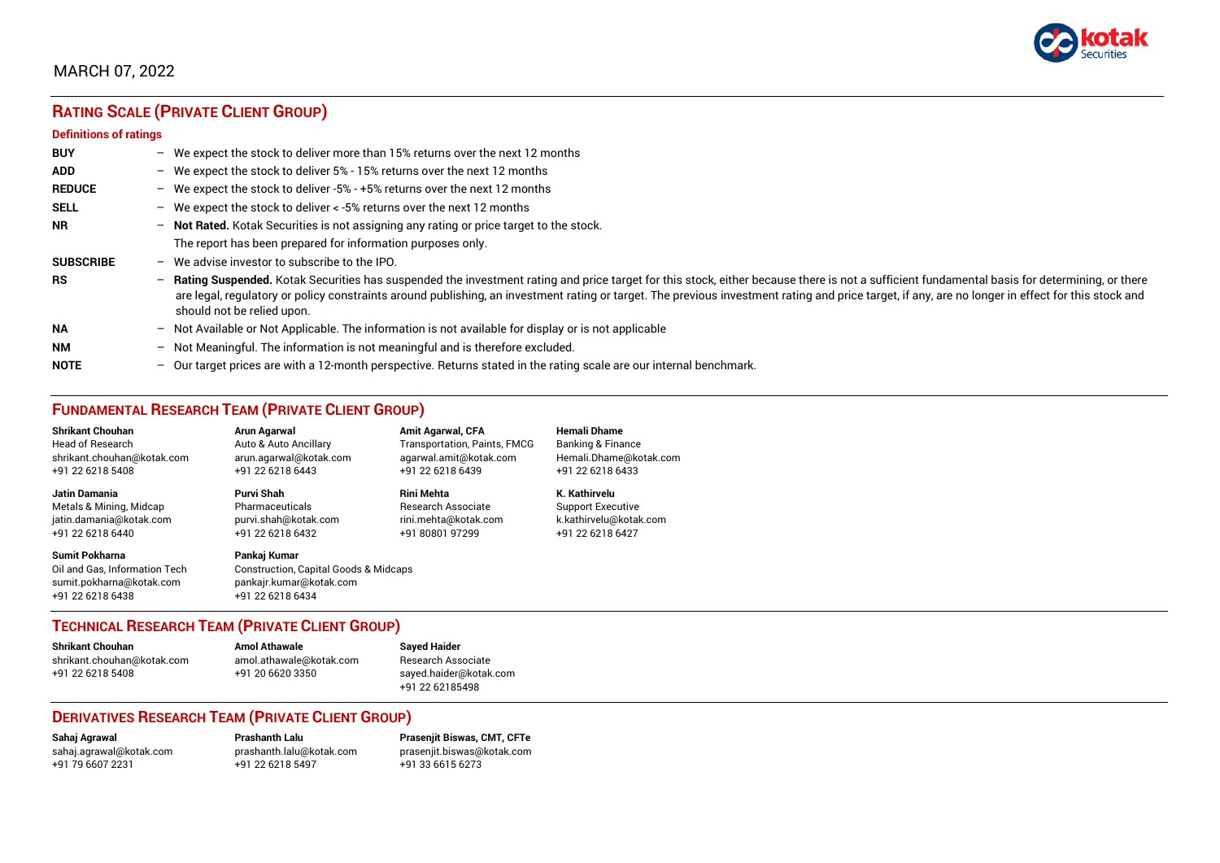MARCH 07, 2022

# RATING SCALE (PRIVATE CLIENT GROUP)

### Definitions of ratings

| | |
|---|---|
| **BUY** | – We expect the stock to deliver more than 15% returns over the next 12 months |
| **ADD** | – We expect the stock to deliver 5% - 15% returns over the next 12 months |
| **REDUCE** | – We expect the stock to deliver -5% - +5% returns over the next 12 months |
| **SELL** | – We expect the stock to deliver < -5% returns over the next 12 months |
| **NR** | – **Not Rated.** Kotak Securities is not assigning any rating or price target to the stock. The report has been prepared for information purposes only. |
| **SUBSCRIBE** | – We advise investor to subscribe to the IPO. |
| **RS** | – **Rating Suspended.** Kotak Securities has suspended the investment rating and price target for this stock, either because there is not a sufficient fundamental basis for determining, or there are legal, regulatory or policy constraints around publishing, an investment rating or target. The previous investment rating and price target, if any, are no longer in effect for this stock and should not be relied upon. |
| **NA** | – Not Available or Not Applicable. The information is not available for display or is not applicable |
| **NM** | – Not Meaningful. The information is not meaningful and is therefore excluded. |
| **NOTE** | – Our target prices are with a 12-month perspective. Returns stated in the rating scale are our internal benchmark. |

## FUNDAMENTAL RESEARCH TEAM (PRIVATE CLIENT GROUP)

**Shrikant Chouhan**
Head of Research
shrikant.chouhan@kotak.com
+91 22 6218 5408

**Arun Agarwal**
Auto & Auto Ancillary
arun.agarwal@kotak.com
+91 22 6218 6443

**Amit Agarwal, CFA**
Transportation, Paints, FMCG
agarwal.amit@kotak.com
+91 22 6218 6439

**Hemali Dhame**
Banking & Finance
Hemali.Dhame@kotak.com
+91 22 6218 6433

**Jatin Damania**
Metals & Mining, Midcap
jatin.damania@kotak.com
+91 22 6218 6440

**Purvi Shah**
Pharmaceuticals
purvi.shah@kotak.com
+91 22 6218 6432

**Rini Mehta**
Research Associate
rini.mehta@kotak.com
+91 80801 97299

**K. Kathirvelu**
Support Executive
k.kathirvelu@kotak.com
+91 22 6218 6427

**Sumit Pokharna**
Oil and Gas, Information Tech
sumit.pokharna@kotak.com
+91 22 6218 6438

**Pankaj Kumar**
Construction, Capital Goods & Midcaps
pankajr.kumar@kotak.com
+91 22 6218 6434

## TECHNICAL RESEARCH TEAM (PRIVATE CLIENT GROUP)

**Shrikant Chouhan**
shrikant.chouhan@kotak.com
+91 22 6218 5408

**Amol Athawale**
amol.athawale@kotak.com
+91 20 6620 3350

**Sayed Haider**
Research Associate
sayed.haider@kotak.com
+91 22 62185498

## DERIVATIVES RESEARCH TEAM (PRIVATE CLIENT GROUP)

**Sahaj Agrawal**
sahaj.agrawal@kotak.com
+91 79 6607 2231

**Prashanth Lalu**
prashanth.lalu@kotak.com
+91 22 6218 5497

**Prasenjit Biswas, CMT, CFTe**
prasenjit.biswas@kotak.com
+91 33 6615 6273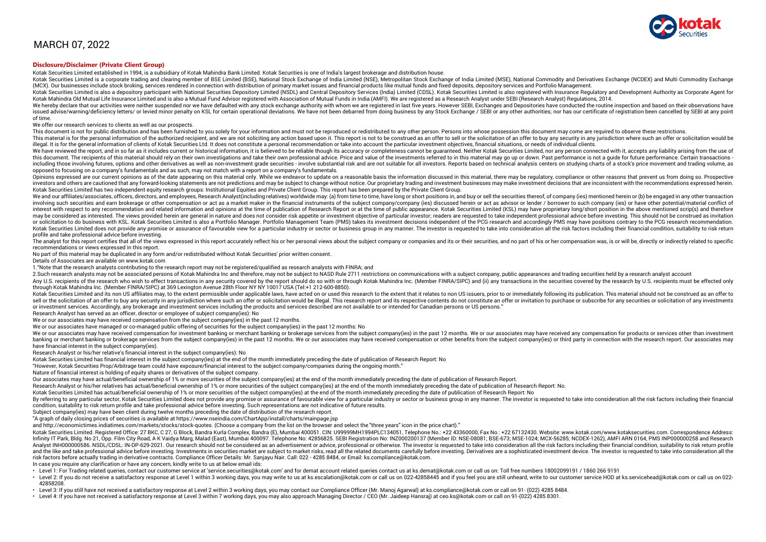MARCH 07, 2022

### Disclosure/Disclaimer (Private Client Group)

Kotak Securities Limited established in 1994, is a subsidiary of Kotak Mahindra Bank Limited. Kotak Securities is one of India's largest brokerage and distribution house.

Kotak Securities Limited is a corporate trading and clearing member of BSE Limited (BSE), National Stock Exchange of India Limited (NSE), Metropolitan Stock Exchange of India Limited (MSE), National Commodity and Derivatives Exchange (NCDEX) and Multi Commodity Exchange (MCX). Our businesses include stock broking, services rendered in connection with distribution of primary market issues and financial products like mutual funds and fixed deposits, depository services and Portfolio Management.

Kotak Securities Limited is also a depository participant with National Securities Depository Limited (NSDL) and Central Depository Services (India) Limited (CDSL). Kotak Securities Limited is also registered with Insurance Regulatory and Development Authority as Corporate Agent for Kotak Mahindra Old Mutual Life Insurance Limited and is also a Mutual Fund Advisor registered with Association of Mutual Funds in India (AMFI). We are registered as a Research Analyst under SEBI (Research Analyst) Regulations, 2014.

We hereby declare that our activities were neither suspended nor we have defaulted with any stock exchange authority with whom we are registered in last five years. However SEBI, Exchanges and Depositories have conducted the routine inspection and based on their observations have issued advise/warning/deficiency letters/ or levied minor penalty on KSL for certain operational deviations. We have not been debarred from doing business by any Stock Exchange / SEBI or any other authorities; nor has our certificate of registration been cancelled by SEBI at any point of time.

We offer our research services to clients as well as our prospects.

This document is not for public distribution and has been furnished to you solely for your information and must not be reproduced or redistributed to any other person. Persons into whose possession this document may come are required to observe these restrictions.

This material is for the personal information of the authorized recipient, and we are not soliciting any action based upon it. This report is not to be construed as an offer to sell or the solicitation of an offer to buy any security in any jurisdiction where such an offer or solicitation would be illegal. It is for the general information of clients of Kotak Securities Ltd. It does not constitute a personal recommendation or take into account the particular investment objectives, financial situations, or needs of individual clients.

We have reviewed the report, and in so far as it includes current or historical information, it is believed to be reliable though its accuracy or completeness cannot be guaranteed. Neither Kotak Securities Limited, nor any person connected with it, accepts any liability arising from the use of this document. The recipients of this material should rely on their own investigations and take their own professional advice. Price and value of the investments referred to in this material may go up or down. Past performance is not a guide for future performance. Certain transactions - including those involving futures, options and other derivatives as well as non-investment grade securities - involve substantial risk and are not suitable for all investors. Reports based on technical analysis centers on studying charts of a stock's price movement and trading volume, as opposed to focusing on a company's fundamentals and as such, may not match with a report on a company's fundamentals.

Opinions expressed are our current opinions as of the date appearing on this material only. While we endeavor to update on a reasonable basis the information discussed in this material, there may be regulatory, compliance or other reasons that prevent us from doing so. Prospective investors and others are cautioned that any forward-looking statements are not predictions and may be subject to change without notice. Our proprietary trading and investment businesses may make investment decisions that are inconsistent with the recommendations expressed herein. Kotak Securities Limited has two independent equity research groups: Institutional Equities and Private Client Group. This report has been prepared by the Private Client Group.

We and our affiliates/associates, officers, directors, and employees, Research Analyst(including relatives) worldwide may: (a) from time to time, have long or short positions in, and buy or sell the securities thereof, of company (ies) mentioned herein or (b) be engaged in any other transaction involving such securities and earn brokerage or other compensation or act as a market maker in the financial instruments of the subject company/company (ies) discussed herein or act as advisor or lender / borrower to such company (ies) or have other potential/material conflict of interest with respect to any recommendation and related information and opinions at the time of publication of Research Report or at the time of public appearance. Kotak Securities Limited (KSL) may have proprietary long/short position in the above mentioned scrip(s) and therefore may be considered as interested. The views provided herein are general in nature and does not consider risk appetite or investment objective of particular investor; readers are requested to take independent professional advice before investing. This should not be construed as invitation or solicitation to do business with KSL. Kotak Securities Limited is also a Portfolio Manager. Portfolio Management Team (PMS) takes its investment decisions independent of the PCG research and accordingly PMS may have positions contrary to the PCG research recommendation. Kotak Securities Limited does not provide any promise or assurance of favourable view for a particular industry or sector or business group in any manner. The investor is requested to take into consideration all the risk factors including their financial condition, suitability to risk return profile and take professional advice before investing.

The analyst for this report certifies that all of the views expressed in this report accurately reflect his or her personal views about the subject company or companies and its or their securities, and no part of his or her compensation was, is or will be, directly or indirectly related to specific recommendations or views expressed in this report.

No part of this material may be duplicated in any form and/or redistributed without Kotak Securities' prior written consent.

Details of Associates are available on www.kotak.com

1."Note that the research analysts contributing to the research report may not be registered/qualified as research analysts with FINRA; and

2.Such research analysts may not be associated persons of Kotak Mahindra Inc and therefore, may not be subject to NASD Rule 2711 restrictions on communications with a subject company, public appearances and trading securities held by a research analyst account

Any U.S. recipients of the research who wish to effect transactions in any security covered by the report should do so with or through Kotak Mahindra Inc. (Member FINRA/SIPC) and (ii) any transactions in the securities covered by the research by U.S. recipients must be effected only through Kotak Mahindra Inc. (Member FINRA/SIPC) at 369 Lexington Avenue 28th Floor NY NY 10017 USA (Tel:+1 212-600-8850).

Kotak Securities Limited and its non US affiliates may, to the extent permissible under applicable laws, have acted on or used this research to the extent that it relates to non US issuers, prior to or immediately following its publication. This material should not be construed as an offer to sell or the solicitation of an offer to buy any security in any jurisdiction where such an offer or solicitation would be illegal. This research report and its respective contents do not constitute an offer or invitation to purchase or subscribe for any securities or solicitation of any investments or investment services. Accordingly, any brokerage and investment services including the products and services described are not available to or intended for Canadian persons or US persons."

Research Analyst has served as an officer, director or employee of subject company(ies): No

We or our associates may have received compensation from the subject company(ies) in the past 12 months.

We or our associates have managed or co-managed public offering of securities for the subject company(ies) in the past 12 months: No

We or our associates may have received compensation for investment banking or merchant banking or brokerage services from the subject company(ies) in the past 12 months. We or our associates may have received any compensation for products or services other than investment banking or merchant banking or brokerage services from the subject company(ies) in the past 12 months. We or our associates may have received compensation or other benefits from the subject company(ies) or third party in connection with the research report. Our associates may have financial interest in the subject company(ies).

Research Analyst or his/her relative's financial interest in the subject company(ies): No

Kotak Securities Limited has financial interest in the subject company(ies) at the end of the month immediately preceding the date of publication of Research Report: No

"However, Kotak Securities Prop/Arbitrage team could have exposure/financial interest to the subject company/companies during the ongoing month."

Nature of financial interest is holding of equity shares or derivatives of the subject company.

Our associates may have actual/beneficial ownership of 1% or more securities of the subject company(ies) at the end of the month immediately preceding the date of publication of Research Report.

Research Analyst or his/her relatives has actual/beneficial ownership of 1% or more securities of the subject company(ies) at the end of the month immediately preceding the date of publication of Research Report: No.

Kotak Securities Limited has actual/beneficial ownership of 1% or more securities of the subject company(ies) at the end of the month immediately preceding the date of publication of Research Report: No

By referring to any particular sector, Kotak Securities Limited does not provide any promise or assurance of favourable view for a particular industry or sector or business group in any manner. The investor is requested to take into consideration all the risk factors including their financial condition, suitability to risk return profile and take professional advice before investing. Such representations are not indicative of future results.

Subject company(ies) may have been client during twelve months preceding the date of distribution of the research report.

"A graph of daily closing prices of securities is available at https://www.nseindia.com/ChartApp/install/charts/mainpage.jsp

and http://economictimes.indiatimes.com/markets/stocks/stock-quotes. (Choose a company from the list on the browser and select the "three years" icon in the price chart)."

Kotak Securities Limited. Registered Office: 27 BKC, C 27, G Block, Bandra Kurla Complex, Bandra (E), Mumbai 400051. CIN: U99999MH1994PLC134051, Telephone No.: +22 43360000, Fax No.: +22 67132430. Website: www.kotak.com/www.kotaksecurities.com. Correspondence Address: Infinity IT Park, Bldg. No 21, Opp. Film City Road, A K Vaidya Marg, Malad (East), Mumbai 400097. Telephone No: 42856825. SEBI Registration No: INZ000200137 (Member ID: NSE-08081; BSE-673; MSE-1024; MCX-56285; NCDEX-1262), AMFI ARN 0164, PMS INP000000258 and Research Analyst INH000000586. NSDL/CDSL: IN-DP-629-2021. Our research should not be considered as an advertisement or advice, professional or otherwise. The investor is requested to take into consideration all the risk factors including their financial condition, suitability to risk return profile and the like and take professional advice before investing. Investments in securities market are subject to market risks, read all the related documents carefully before investing. Derivatives are a sophisticated investment device. The investor is requested to take into consideration all the risk factors before actually trading in derivative contracts. Compliance Officer Details: Mr. Sanjayu Nair. Call: 022 - 4285 8484, or Email: ks.compliance@kotak.com.

In case you require any clarification or have any concern, kindly write to us at below email ids:

- Level 1: For Trading related queries, contact our customer service at 'service.securities@kotak.com' and for demat account related queries contact us at ks.demat@kotak.com or call us on: Toll free numbers 18002099191 / 1860 266 9191
- Level 2: If you do not receive a satisfactory response at Level 1 within 3 working days, you may write to us at ks.escalation@kotak.com or call us on 022-42858445 and if you feel you are still unheard, write to our customer service HOD at ks.servicehead@kotak.com or call us on 022-42858208.
- Level 3: If you still have not received a satisfactory response at Level 2 within 3 working days, you may contact our Compliance Officer (Mr. Manoj Agarwal) at ks.compliance@kotak.com or call on 91- (022) 4285 8484.
- Level 4: If you have not received a satisfactory response at Level 3 within 7 working days, you may also approach Managing Director / CEO (Mr. Jaideep Hansraj) at ceo.ks@kotak.com or call on 91-(022) 4285 8301.